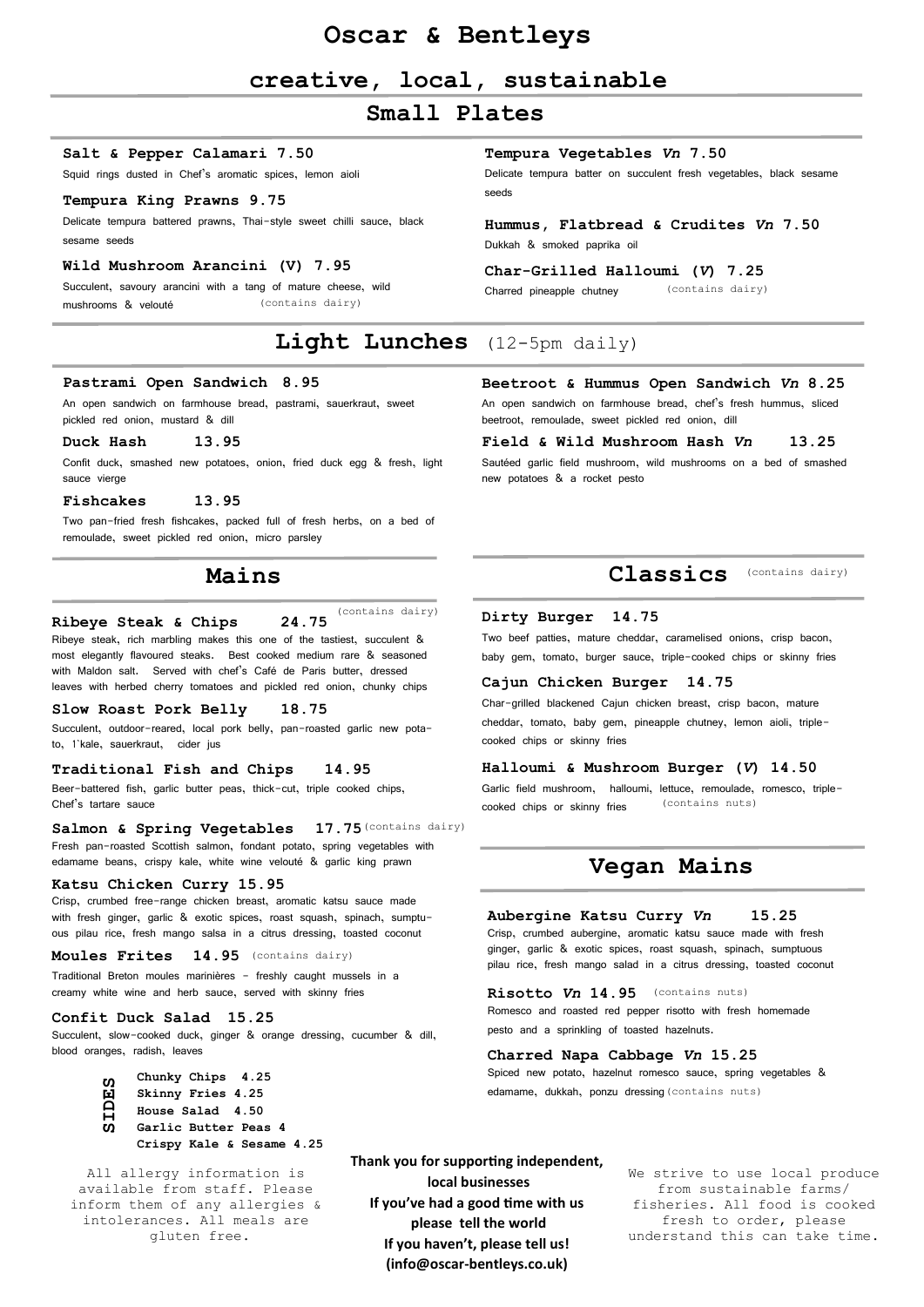# Oscar & Bentleys

## creative, local, sustainable

## Small Plates

**Salt & Pepper Calamari 7.50**
Squid rings dusted in Chef's aromatic spices, lemon aioli

**Tempura King Prawns 9.75**
Delicate tempura battered prawns, Thai-style sweet chilli sauce, black sesame seeds

**Wild Mushroom Arancini (V) 7.95**
Succulent, savoury arancini with a tang of mature cheese, wild mushrooms & velouté (contains dairy)

**Tempura Vegetables *Vn* 7.50**
Delicate tempura batter on succulent fresh vegetables, black sesame seeds

**Hummus, Flatbread & Crudites *Vn* 7.50**
Dukkah & smoked paprika oil

**Char-Grilled Halloumi (*V*) 7.25**
Charred pineapple chutney (contains dairy)

## Light Lunches (12-5pm daily)

**Pastrami Open Sandwich 8.95**
An open sandwich on farmhouse bread, pastrami, sauerkraut, sweet pickled red onion, mustard & dill

**Duck Hash 13.95**
Confit duck, smashed new potatoes, onion, fried duck egg & fresh, light sauce vierge

**Fishcakes 13.95**
Two pan-fried fresh fishcakes, packed full of fresh herbs, on a bed of remoulade, sweet pickled red onion, micro parsley

**Beetroot & Hummus Open Sandwich *Vn* 8.25**
An open sandwich on farmhouse bread, chef's fresh hummus, sliced beetroot, remoulade, sweet pickled red onion, dill

**Field & Wild Mushroom Hash *Vn* 13.25**
Sautéed garlic field mushroom, wild mushrooms on a bed of smashed new potatoes & a rocket pesto

## Mains

**Ribeye Steak & Chips 24.75** (contains dairy)
Ribeye steak, rich marbling makes this one of the tastiest, succulent & most elegantly flavoured steaks. Best cooked medium rare & seasoned with Maldon salt. Served with chef's Café de Paris butter, dressed leaves with herbed cherry tomatoes and pickled red onion, chunky chips

**Slow Roast Pork Belly 18.75**
Succulent, outdoor-reared, local pork belly, pan-roasted garlic new potato, 1`kale, sauerkraut, cider jus

**Traditional Fish and Chips 14.95**
Beer-battered fish, garlic butter peas, thick-cut, triple cooked chips, Chef's tartare sauce

**Salmon & Spring Vegetables 17.75** (contains dairy)
Fresh pan-roasted Scottish salmon, fondant potato, spring vegetables with edamame beans, crispy kale, white wine velouté & garlic king prawn

**Katsu Chicken Curry 15.95**
Crisp, crumbed free-range chicken breast, aromatic katsu sauce made with fresh ginger, garlic & exotic spices, roast squash, spinach, sumptuous pilau rice, fresh mango salsa in a citrus dressing, toasted coconut

**Moules Frites 14.95** (contains dairy)
Traditional Breton moules marinières - freshly caught mussels in a creamy white wine and herb sauce, served with skinny fries

**Confit Duck Salad 15.25**
Succulent, slow-cooked duck, ginger & orange dressing, cucumber & dill, blood oranges, radish, leaves

### SIDES

- **Chunky Chips 4.25**
- **Skinny Fries 4.25**
- **House Salad 4.50**
- **Garlic Butter Peas 4**
- **Crispy Kale & Sesame 4.25**

## Classics (contains dairy)

**Dirty Burger 14.75**
Two beef patties, mature cheddar, caramelised onions, crisp bacon, baby gem, tomato, burger sauce, triple-cooked chips or skinny fries

**Cajun Chicken Burger 14.75**
Char-grilled blackened Cajun chicken breast, crisp bacon, mature cheddar, tomato, baby gem, pineapple chutney, lemon aioli, triple-cooked chips or skinny fries

**Halloumi & Mushroom Burger (*V*) 14.50**
Garlic field mushroom, halloumi, lettuce, remoulade, romesco, triple-cooked chips or skinny fries (contains nuts)

## Vegan Mains

**Aubergine Katsu Curry *Vn* 15.25**
Crisp, crumbed aubergine, aromatic katsu sauce made with fresh ginger, garlic & exotic spices, roast squash, spinach, sumptuous pilau rice, fresh mango salad in a citrus dressing, toasted coconut

**Risotto *Vn* 14.95** (contains nuts)
Romesco and roasted red pepper risotto with fresh homemade pesto and a sprinkling of toasted hazelnuts.

**Charred Napa Cabbage *Vn* 15.25**
Spiced new potato, hazelnut romesco sauce, spring vegetables & edamame, dukkah, ponzu dressing (contains nuts)

All allergy information is available from staff. Please inform them of any allergies & intolerances. All meals are gluten free.

**Thank you for supporting independent, local businesses**
**If you've had a good time with us please tell the world**
**If you haven't, please tell us!**
**(info@oscar-bentleys.co.uk)**

We strive to use local produce from sustainable farms/ fisheries. All food is cooked fresh to order, please understand this can take time.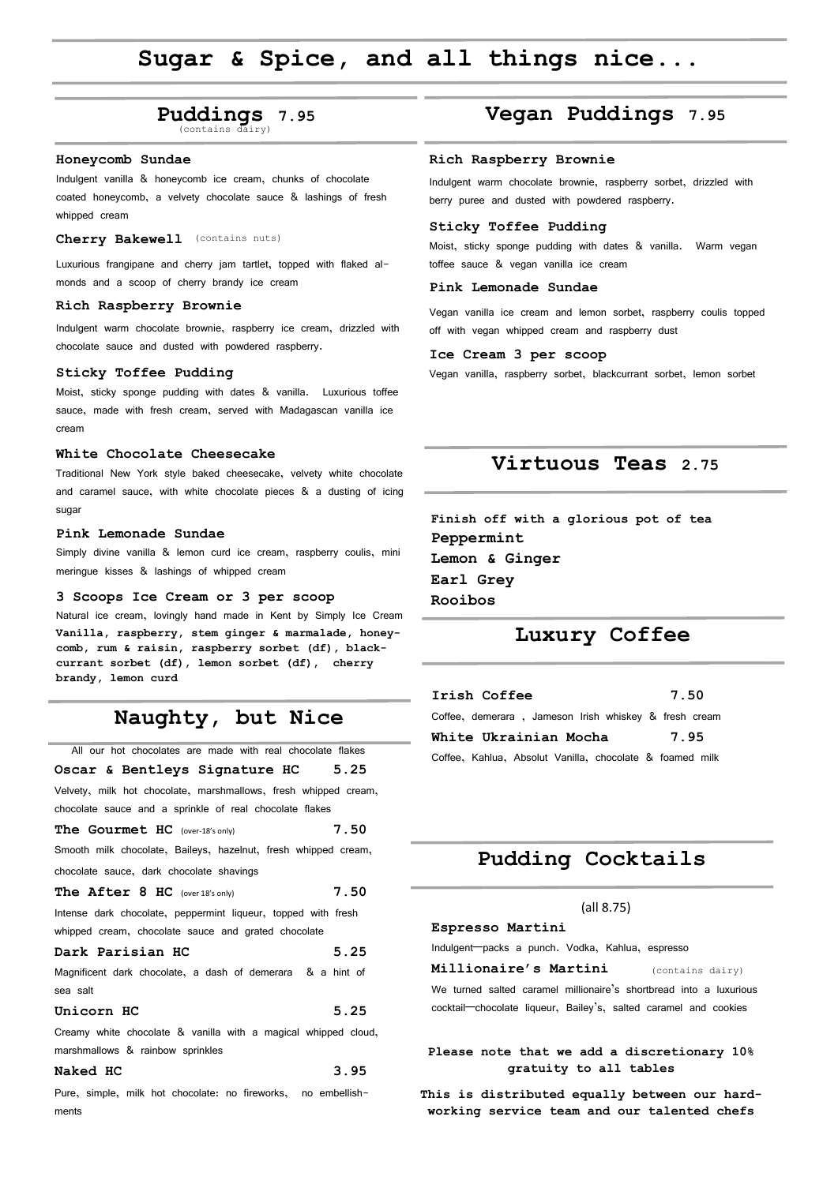# Sugar & Spice, and all things nice...

## Puddings 7.95

(contains dairy)

### Honeycomb Sundae

Indulgent vanilla & honeycomb ice cream, chunks of chocolate coated honeycomb, a velvety chocolate sauce & lashings of fresh whipped cream

### Cherry Bakewell (contains nuts)

Luxurious frangipane and cherry jam tartlet, topped with flaked almonds and a scoop of cherry brandy ice cream

### Rich Raspberry Brownie

Indulgent warm chocolate brownie, raspberry ice cream, drizzled with chocolate sauce and dusted with powdered raspberry.

### Sticky Toffee Pudding

Moist, sticky sponge pudding with dates & vanilla. Luxurious toffee sauce, made with fresh cream, served with Madagascan vanilla ice cream

### White Chocolate Cheesecake

Traditional New York style baked cheesecake, velvety white chocolate and caramel sauce, with white chocolate pieces & a dusting of icing sugar

### Pink Lemonade Sundae

Simply divine vanilla & lemon curd ice cream, raspberry coulis, mini meringue kisses & lashings of whipped cream

### 3 Scoops Ice Cream or 3 per scoop

Natural ice cream, lovingly hand made in Kent by Simply Ice Cream

**Vanilla, raspberry, stem ginger & marmalade, honeycomb, rum & raisin, raspberry sorbet (df), blackcurrant sorbet (df), lemon sorbet (df), cherry brandy, lemon curd**

## Naughty, but Nice

All our hot chocolates are made with real chocolate flakes

### Oscar & Bentleys Signature HC 5.25

Velvety, milk hot chocolate, marshmallows, fresh whipped cream, chocolate sauce and a sprinkle of real chocolate flakes

### The Gourmet HC (over-18's only) 7.50

Smooth milk chocolate, Baileys, hazelnut, fresh whipped cream, chocolate sauce, dark chocolate shavings

### The After 8 HC (over 18's only) 7.50

Intense dark chocolate, peppermint liqueur, topped with fresh whipped cream, chocolate sauce and grated chocolate

### Dark Parisian HC 5.25

Magnificent dark chocolate, a dash of demerara & a hint of sea salt

### Unicorn HC 5.25

Creamy white chocolate & vanilla with a magical whipped cloud, marshmallows & rainbow sprinkles

### Naked HC 3.95

Pure, simple, milk hot chocolate: no fireworks, no embellishments

## Vegan Puddings 7.95

### Rich Raspberry Brownie

Indulgent warm chocolate brownie, raspberry sorbet, drizzled with berry puree and dusted with powdered raspberry.

### Sticky Toffee Pudding

Moist, sticky sponge pudding with dates & vanilla. Warm vegan toffee sauce & vegan vanilla ice cream

### Pink Lemonade Sundae

Vegan vanilla ice cream and lemon sorbet, raspberry coulis topped off with vegan whipped cream and raspberry dust

### Ice Cream 3 per scoop

Vegan vanilla, raspberry sorbet, blackcurrant sorbet, lemon sorbet

## Virtuous Teas 2.75

**Finish off with a glorious pot of tea**

**Peppermint**

**Lemon & Ginger**

**Earl Grey**

**Rooibos**

## Luxury Coffee

### Irish Coffee 7.50

Coffee, demerara , Jameson Irish whiskey & fresh cream

### White Ukrainian Mocha 7.95

Coffee, Kahlua, Absolut Vanilla, chocolate & foamed milk

## Pudding Cocktails

(all 8.75)

### Espresso Martini

Indulgent—packs a punch. Vodka, Kahlua, espresso

### Millionaire's Martini (contains dairy)

We turned salted caramel millionaire's shortbread into a luxurious cocktail—chocolate liqueur, Bailey's, salted caramel and cookies

**Please note that we add a discretionary 10% gratuity to all tables**

**This is distributed equally between our hard-working service team and our talented chefs**